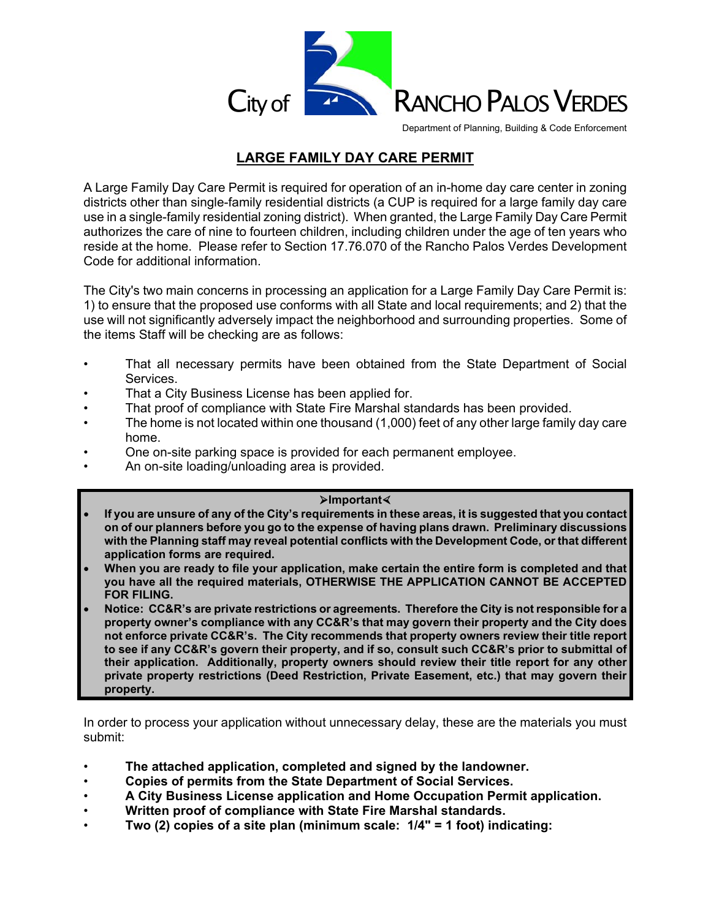City of RANCHO PALOS VERDES

Department of Planning, Building & Code Enforcement

# LARGE FAMILY DAY CARE PERMIT

A Large Family Day Care Permit is required for operation of an in-home day care center in zoning districts other than single-family residential districts (a CUP is required for a large family day care use in a single-family residential zoning district). When granted, the Large Family Day Care Permit authorizes the care of nine to fourteen children, including children under the age of ten years who reside at the home. Please refer to Section 17.76.070 of the Rancho Palos Verdes Development Code for additional information.

The City's two main concerns in processing an application for a Large Family Day Care Permit is: 1) to ensure that the proposed use conforms with all State and local requirements; and 2) that the use will not significantly adversely impact the neighborhood and surrounding properties. Some of the items Staff will be checking are as follows:

- That all necessary permits have been obtained from the State Department of Social Services.
- That a City Business License has been applied for.
- That proof of compliance with State Fire Marshal standards has been provided.
- The home is not located within one thousand (1,000) feet of any other large family day care home.
- One on-site parking space is provided for each permanent employee.
- An on-site loading/unloading area is provided.

**➢Important⮜**

- **If you are unsure of any of the City's requirements in these areas, it is suggested that you contact on of our planners before you go to the expense of having plans drawn. Preliminary discussions with the Planning staff may reveal potential conflicts with the Development Code, or that different application forms are required.**
- **When you are ready to file your application, make certain the entire form is completed and that you have all the required materials, OTHERWISE THE APPLICATION CANNOT BE ACCEPTED FOR FILING.**
- **Notice: CC&R's are private restrictions or agreements. Therefore the City is not responsible for a property owner's compliance with any CC&R's that may govern their property and the City does not enforce private CC&R's. The City recommends that property owners review their title report to see if any CC&R's govern their property, and if so, consult such CC&R's prior to submittal of their application. Additionally, property owners should review their title report for any other private property restrictions (Deed Restriction, Private Easement, etc.) that may govern their property.**

In order to process your application without unnecessary delay, these are the materials you must submit:

- **The attached application, completed and signed by the landowner.**
- **Copies of permits from the State Department of Social Services.**
- **A City Business License application and Home Occupation Permit application.**
- **Written proof of compliance with State Fire Marshal standards.**
- **Two (2) copies of a site plan (minimum scale: 1/4" = 1 foot) indicating:**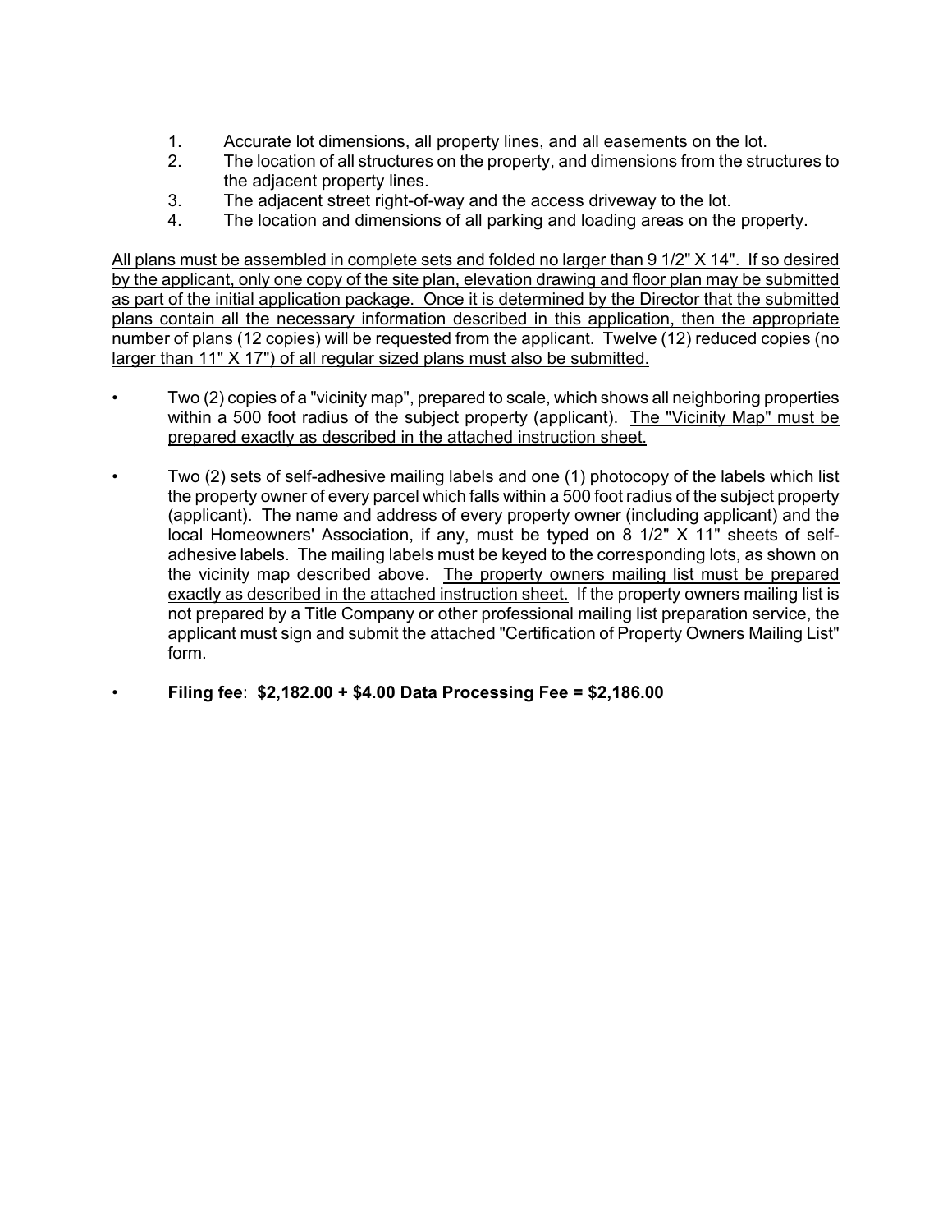1. Accurate lot dimensions, all property lines, and all easements on the lot.
2. The location of all structures on the property, and dimensions from the structures to the adjacent property lines.
3. The adjacent street right-of-way and the access driveway to the lot.
4. The location and dimensions of all parking and loading areas on the property.

<u>All plans must be assembled in complete sets and folded no larger than 9 1/2" X 14". If so desired by the applicant, only one copy of the site plan, elevation drawing and floor plan may be submitted as part of the initial application package. Once it is determined by the Director that the submitted plans contain all the necessary information described in this application, then the appropriate number of plans (12 copies) will be requested from the applicant. Twelve (12) reduced copies (no larger than 11" X 17") of all regular sized plans must also be submitted.</u>

- Two (2) copies of a "vicinity map", prepared to scale, which shows all neighboring properties within a 500 foot radius of the subject property (applicant). <u>The "Vicinity Map" must be prepared exactly as described in the attached instruction sheet.</u>

- Two (2) sets of self-adhesive mailing labels and one (1) photocopy of the labels which list the property owner of every parcel which falls within a 500 foot radius of the subject property (applicant). The name and address of every property owner (including applicant) and the local Homeowners' Association, if any, must be typed on 8 1/2" X 11" sheets of self-adhesive labels. The mailing labels must be keyed to the corresponding lots, as shown on the vicinity map described above. <u>The property owners mailing list must be prepared exactly as described in the attached instruction sheet.</u> If the property owners mailing list is not prepared by a Title Company or other professional mailing list preparation service, the applicant must sign and submit the attached "Certification of Property Owners Mailing List" form.

- **Filing fee**: **$2,182.00 + $4.00 Data Processing Fee = $2,186.00**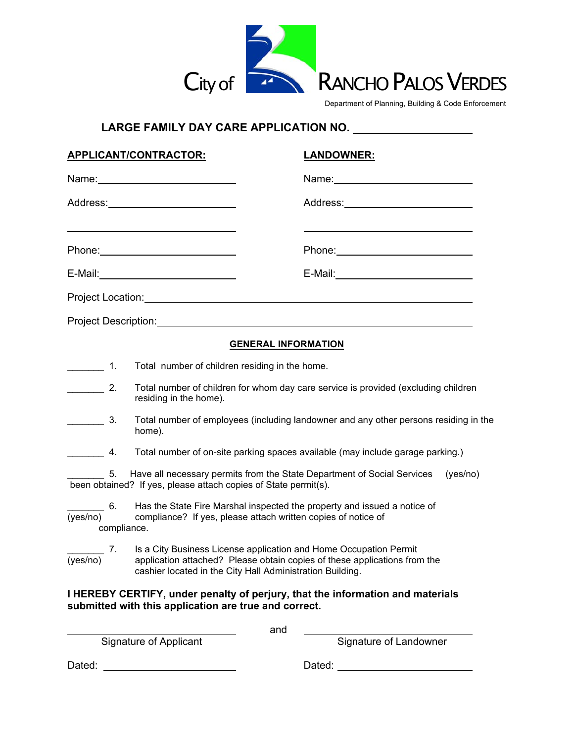City of RANCHO PALOS VERDES

Department of Planning, Building & Code Enforcement

## LARGE FAMILY DAY CARE APPLICATION NO. ____________________

**APPLICANT/CONTRACTOR:**

Name: ____________________________

Address: ____________________________

____________________________

Phone: ____________________________

E-Mail: ____________________________

**LANDOWNER:**

Name: ____________________________

Address: ____________________________

____________________________

Phone: ____________________________

E-Mail: ____________________________

Project Location: ____________________________________________________________

Project Description: ____________________________________________________________

### GENERAL INFORMATION

_______ 1. Total number of children residing in the home.

_______ 2. Total number of children for whom day care service is provided (excluding children residing in the home).

_______ 3. Total number of employees (including landowner and any other persons residing in the home).

_______ 4. Total number of on-site parking spaces available (may include garage parking.)

_______ 5. Have all necessary permits from the State Department of Social Services (yes/no) been obtained? If yes, please attach copies of State permit(s).

_______ (yes/no) 6. Has the State Fire Marshal inspected the property and issued a notice of compliance? If yes, please attach written copies of notice of compliance.

_______ (yes/no) 7. Is a City Business License application and Home Occupation Permit application attached? Please obtain copies of these applications from the cashier located in the City Hall Administration Building.

**I HEREBY CERTIFY, under penalty of perjury, that the information and materials submitted with this application are true and correct.**

____________________________ and ____________________________

Signature of Applicant — Signature of Landowner

Dated: ____________________________ Dated: ____________________________